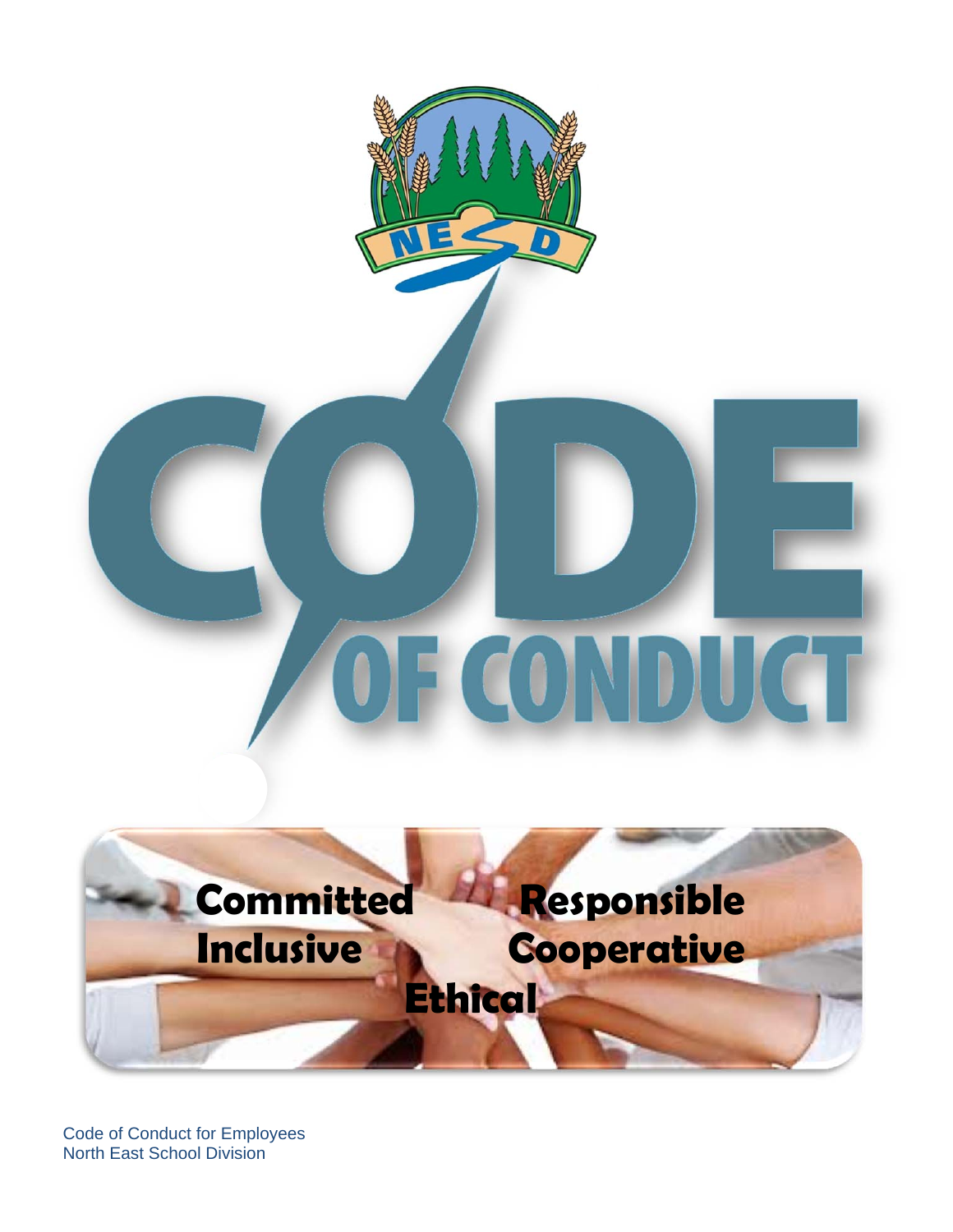# CODE OF CONDUCT

**Committed**
**Responsible**
**Inclusive**
**Cooperative**
**Ethical**

Code of Conduct for Employees
North East School Division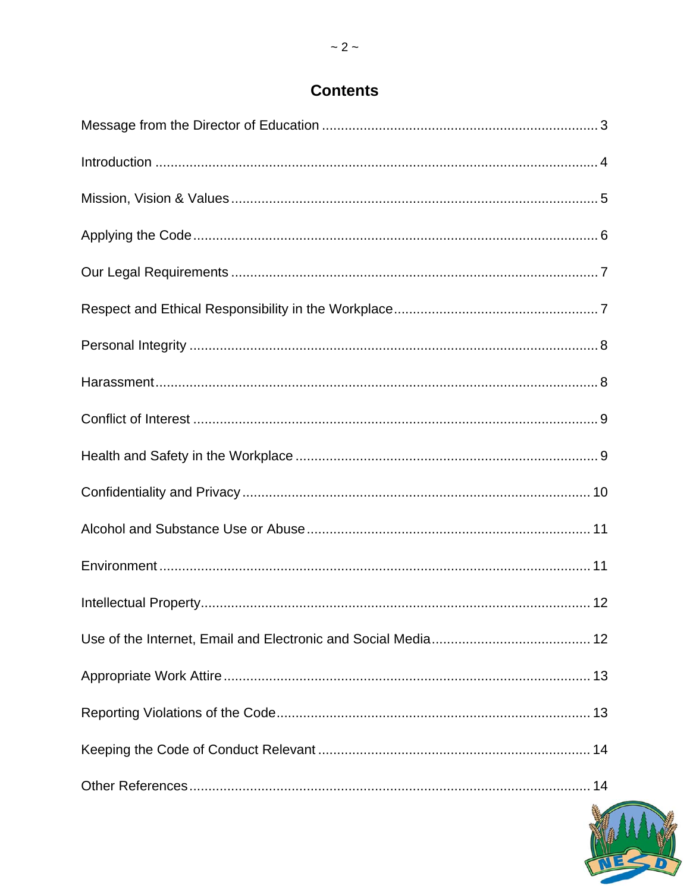# Contents

Message from the Director of Education ........................................................................ 3

Introduction .................................................................................................................... 4

Mission, Vision & Values ................................................................................................ 5

Applying the Code .......................................................................................................... 6

Our Legal Requirements ................................................................................................ 7

Respect and Ethical Responsibility in the Workplace ..................................................... 7

Personal Integrity ........................................................................................................... 8

Harassment .................................................................................................................... 8

Conflict of Interest .......................................................................................................... 9

Health and Safety in the Workplace ............................................................................... 9

Confidentiality and Privacy ........................................................................................... 10

Alcohol and Substance Use or Abuse .......................................................................... 11

Environment ................................................................................................................. 11

Intellectual Property ...................................................................................................... 12

Use of the Internet, Email and Electronic and Social Media ......................................... 12

Appropriate Work Attire ................................................................................................ 13

Reporting Violations of the Code .................................................................................. 13

Keeping the Code of Conduct Relevant ....................................................................... 14

Other References ......................................................................................................... 14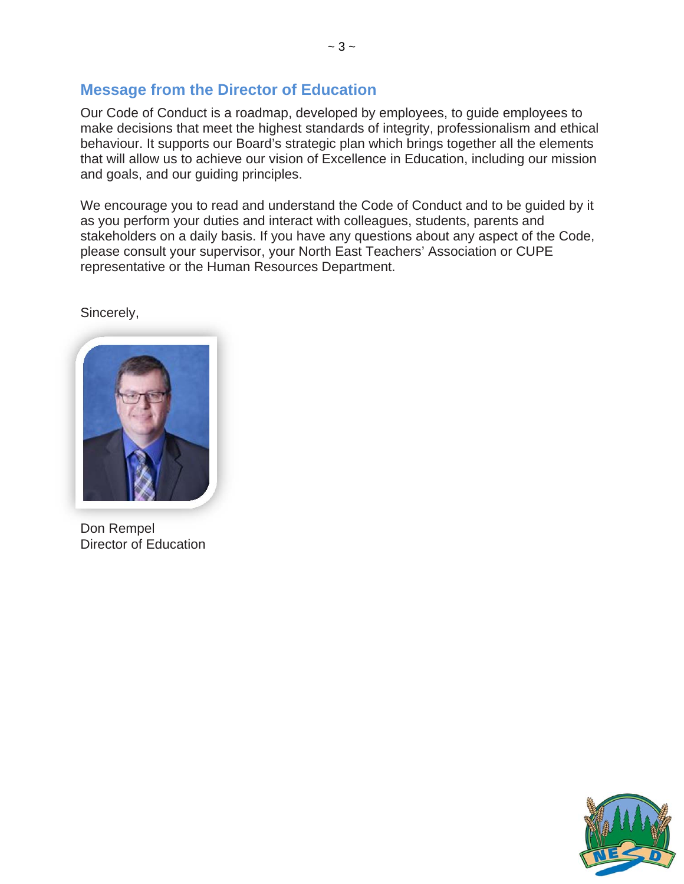## Message from the Director of Education

Our Code of Conduct is a roadmap, developed by employees, to guide employees to make decisions that meet the highest standards of integrity, professionalism and ethical behaviour. It supports our Board's strategic plan which brings together all the elements that will allow us to achieve our vision of Excellence in Education, including our mission and goals, and our guiding principles.

We encourage you to read and understand the Code of Conduct and to be guided by it as you perform your duties and interact with colleagues, students, parents and stakeholders on a daily basis. If you have any questions about any aspect of the Code, please consult your supervisor, your North East Teachers' Association or CUPE representative or the Human Resources Department.

Sincerely,

Don Rempel
Director of Education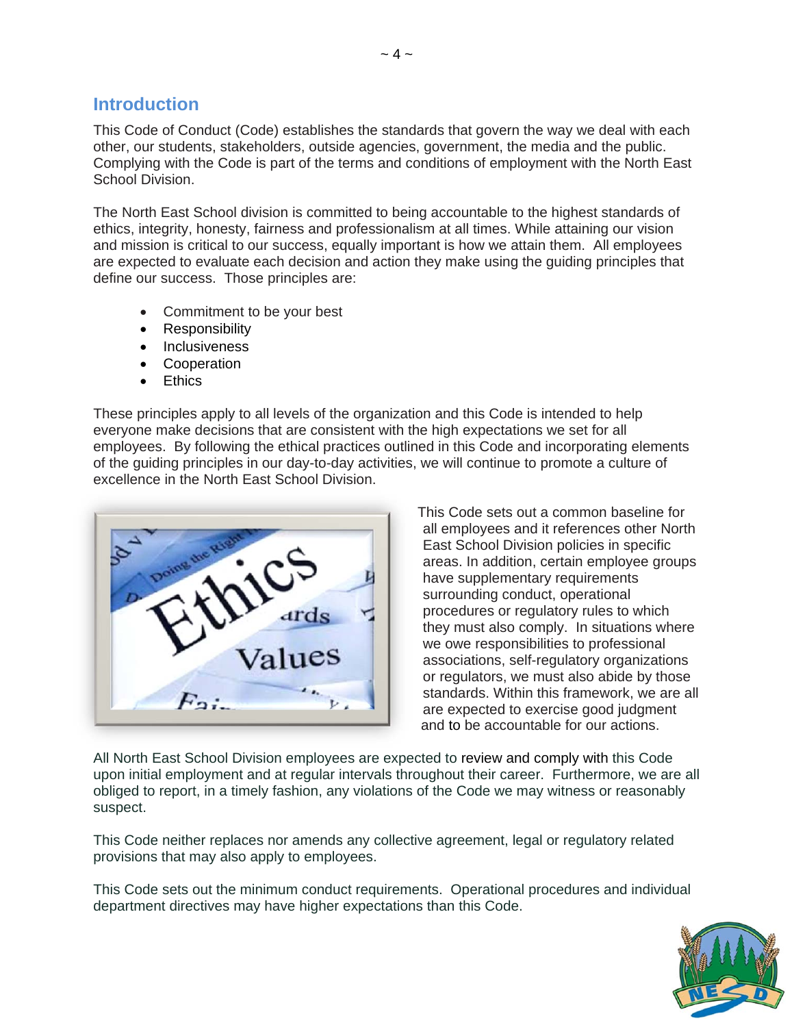## Introduction

This Code of Conduct (Code) establishes the standards that govern the way we deal with each other, our students, stakeholders, outside agencies, government, the media and the public. Complying with the Code is part of the terms and conditions of employment with the North East School Division.

The North East School division is committed to being accountable to the highest standards of ethics, integrity, honesty, fairness and professionalism at all times. While attaining our vision and mission is critical to our success, equally important is how we attain them. All employees are expected to evaluate each decision and action they make using the guiding principles that define our success. Those principles are:

- Commitment to be your best
- Responsibility
- Inclusiveness
- Cooperation
- Ethics

These principles apply to all levels of the organization and this Code is intended to help everyone make decisions that are consistent with the high expectations we set for all employees. By following the ethical practices outlined in this Code and incorporating elements of the guiding principles in our day-to-day activities, we will continue to promote a culture of excellence in the North East School Division.

This Code sets out a common baseline for all employees and it references other North East School Division policies in specific areas. In addition, certain employee groups have supplementary requirements surrounding conduct, operational procedures or regulatory rules to which they must also comply. In situations where we owe responsibilities to professional associations, self-regulatory organizations or regulators, we must also abide by those standards. Within this framework, we are all are expected to exercise good judgment and to be accountable for our actions.

All North East School Division employees are expected to review and comply with this Code upon initial employment and at regular intervals throughout their career. Furthermore, we are all obliged to report, in a timely fashion, any violations of the Code we may witness or reasonably suspect.

This Code neither replaces nor amends any collective agreement, legal or regulatory related provisions that may also apply to employees.

This Code sets out the minimum conduct requirements. Operational procedures and individual department directives may have higher expectations than this Code.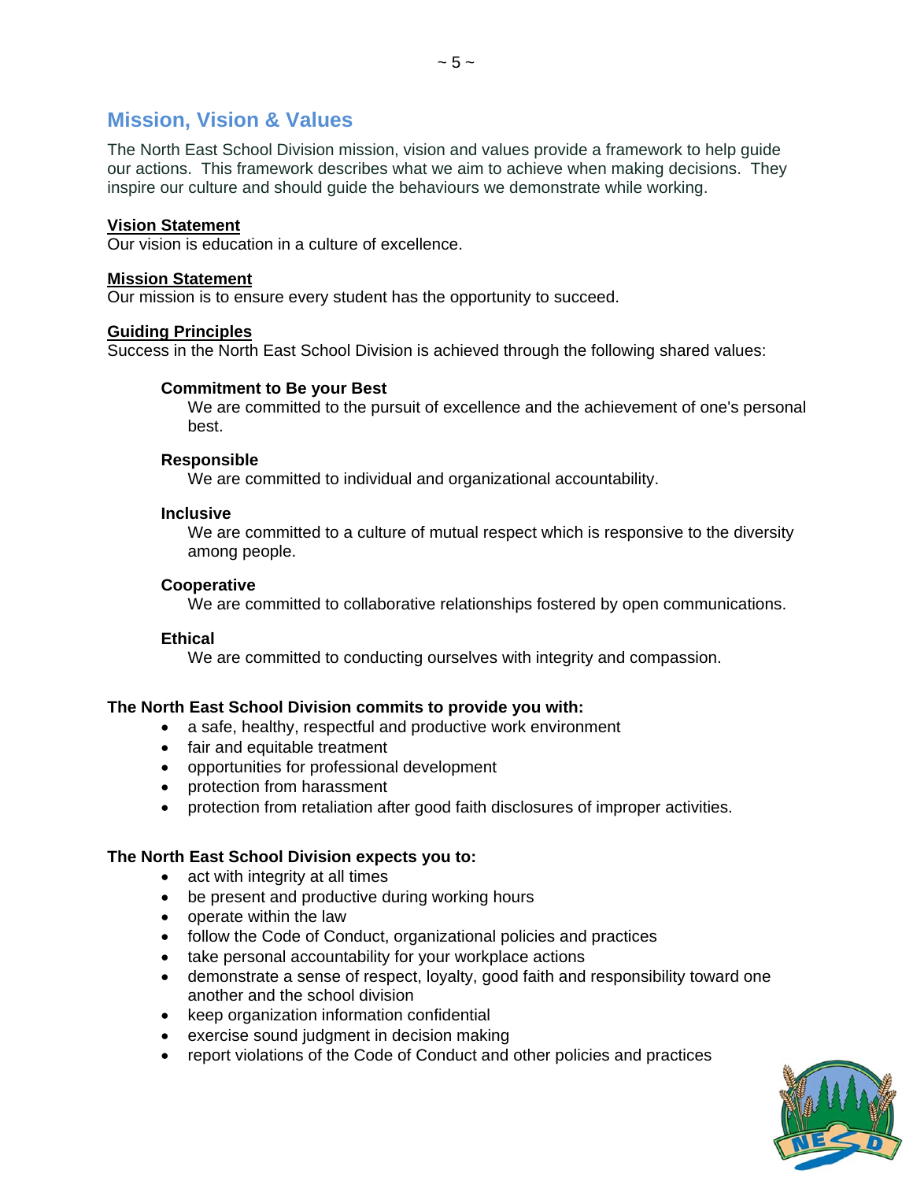## Mission, Vision & Values

The North East School Division mission, vision and values provide a framework to help guide our actions. This framework describes what we aim to achieve when making decisions. They inspire our culture and should guide the behaviours we demonstrate while working.

**Vision Statement**
Our vision is education in a culture of excellence.

**Mission Statement**
Our mission is to ensure every student has the opportunity to succeed.

**Guiding Principles**
Success in the North East School Division is achieved through the following shared values:

**Commitment to Be your Best**
We are committed to the pursuit of excellence and the achievement of one's personal best.

**Responsible**
We are committed to individual and organizational accountability.

**Inclusive**
We are committed to a culture of mutual respect which is responsive to the diversity among people.

**Cooperative**
We are committed to collaborative relationships fostered by open communications.

**Ethical**
We are committed to conducting ourselves with integrity and compassion.

**The North East School Division commits to provide you with:**

- a safe, healthy, respectful and productive work environment
- fair and equitable treatment
- opportunities for professional development
- protection from harassment
- protection from retaliation after good faith disclosures of improper activities.

**The North East School Division expects you to:**

- act with integrity at all times
- be present and productive during working hours
- operate within the law
- follow the Code of Conduct, organizational policies and practices
- take personal accountability for your workplace actions
- demonstrate a sense of respect, loyalty, good faith and responsibility toward one another and the school division
- keep organization information confidential
- exercise sound judgment in decision making
- report violations of the Code of Conduct and other policies and practices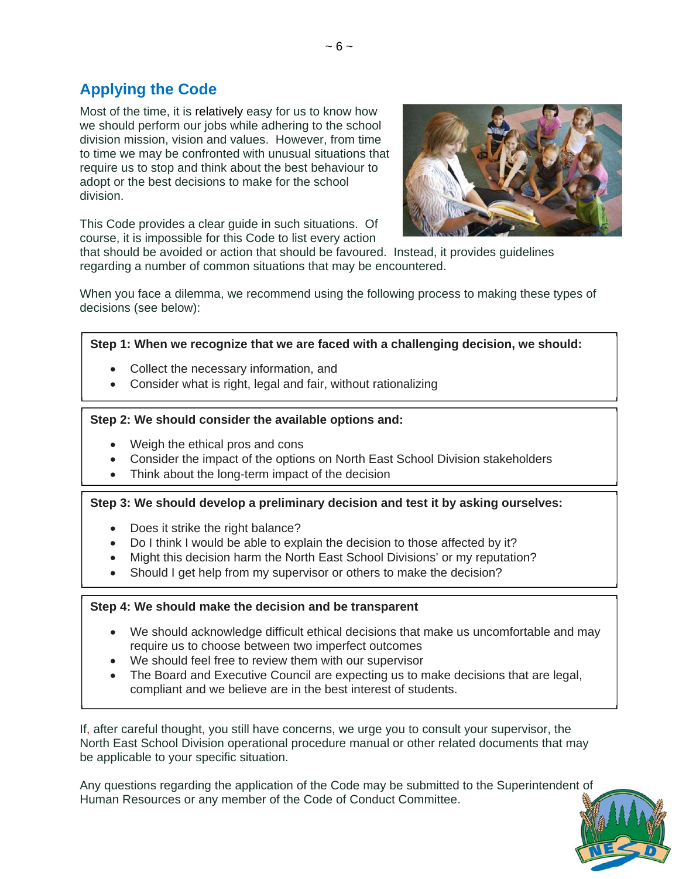## Applying the Code

Most of the time, it is relatively easy for us to know how we should perform our jobs while adhering to the school division mission, vision and values. However, from time to time we may be confronted with unusual situations that require us to stop and think about the best behaviour to adopt or the best decisions to make for the school division.

This Code provides a clear guide in such situations. Of course, it is impossible for this Code to list every action that should be avoided or action that should be favoured. Instead, it provides guidelines regarding a number of common situations that may be encountered.

When you face a dilemma, we recommend using the following process to making these types of decisions (see below):

**Step 1: When we recognize that we are faced with a challenging decision, we should:**

- Collect the necessary information, and
- Consider what is right, legal and fair, without rationalizing

**Step 2: We should consider the available options and:**

- Weigh the ethical pros and cons
- Consider the impact of the options on North East School Division stakeholders
- Think about the long-term impact of the decision

**Step 3: We should develop a preliminary decision and test it by asking ourselves:**

- Does it strike the right balance?
- Do I think I would be able to explain the decision to those affected by it?
- Might this decision harm the North East School Divisions' or my reputation?
- Should I get help from my supervisor or others to make the decision?

**Step 4: We should make the decision and be transparent**

- We should acknowledge difficult ethical decisions that make us uncomfortable and may require us to choose between two imperfect outcomes
- We should feel free to review them with our supervisor
- The Board and Executive Council are expecting us to make decisions that are legal, compliant and we believe are in the best interest of students.

If, after careful thought, you still have concerns, we urge you to consult your supervisor, the North East School Division operational procedure manual or other related documents that may be applicable to your specific situation.

Any questions regarding the application of the Code may be submitted to the Superintendent of Human Resources or any member of the Code of Conduct Committee.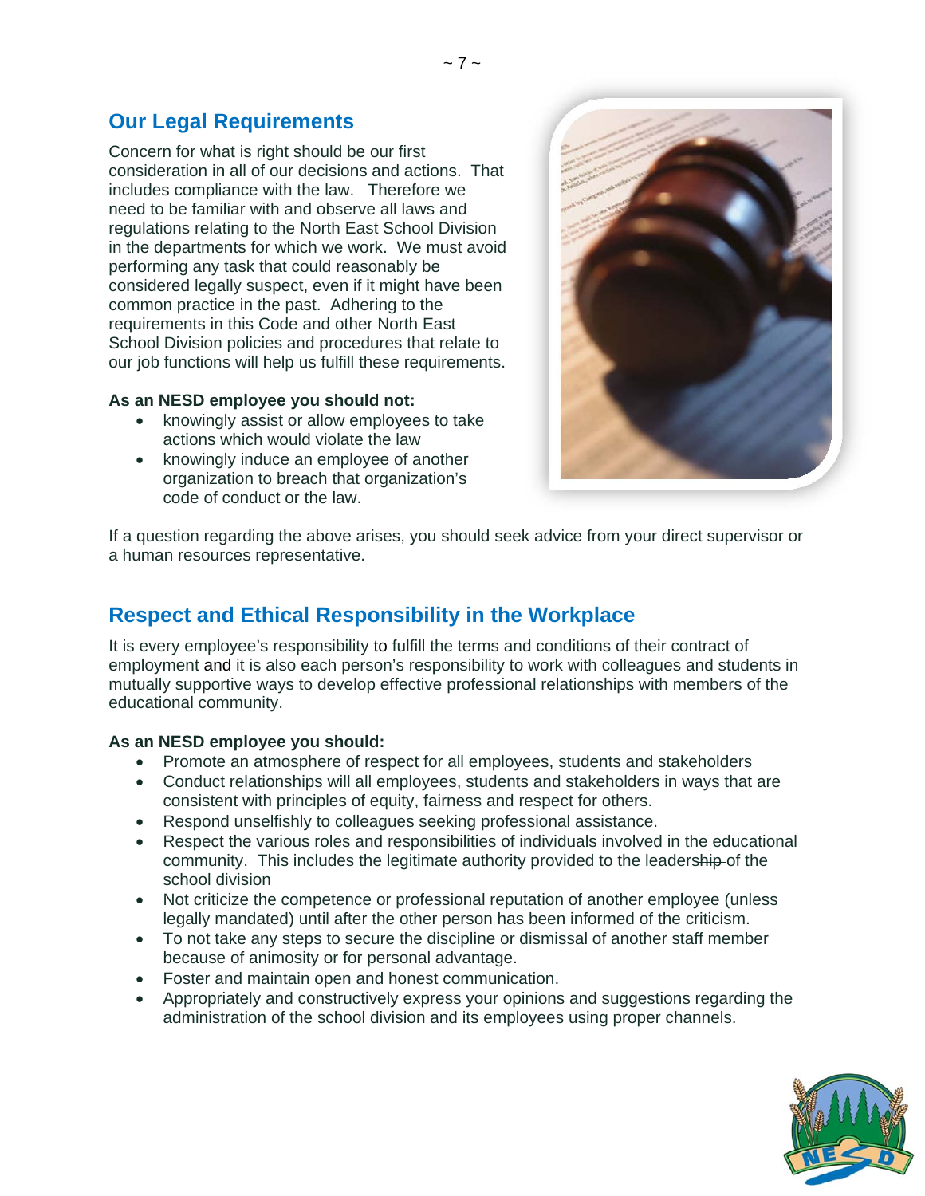## Our Legal Requirements

Concern for what is right should be our first consideration in all of our decisions and actions. That includes compliance with the law. Therefore we need to be familiar with and observe all laws and regulations relating to the North East School Division in the departments for which we work. We must avoid performing any task that could reasonably be considered legally suspect, even if it might have been common practice in the past. Adhering to the requirements in this Code and other North East School Division policies and procedures that relate to our job functions will help us fulfill these requirements.

**As an NESD employee you should not:**

- knowingly assist or allow employees to take actions which would violate the law
- knowingly induce an employee of another organization to breach that organization's code of conduct or the law.

If a question regarding the above arises, you should seek advice from your direct supervisor or a human resources representative.

## Respect and Ethical Responsibility in the Workplace

It is every employee's responsibility to fulfill the terms and conditions of their contract of employment and it is also each person's responsibility to work with colleagues and students in mutually supportive ways to develop effective professional relationships with members of the educational community.

**As an NESD employee you should:**

- Promote an atmosphere of respect for all employees, students and stakeholders
- Conduct relationships will all employees, students and stakeholders in ways that are consistent with principles of equity, fairness and respect for others.
- Respond unselfishly to colleagues seeking professional assistance.
- Respect the various roles and responsibilities of individuals involved in the educational community. This includes the legitimate authority provided to the leadership of the school division
- Not criticize the competence or professional reputation of another employee (unless legally mandated) until after the other person has been informed of the criticism.
- To not take any steps to secure the discipline or dismissal of another staff member because of animosity or for personal advantage.
- Foster and maintain open and honest communication.
- Appropriately and constructively express your opinions and suggestions regarding the administration of the school division and its employees using proper channels.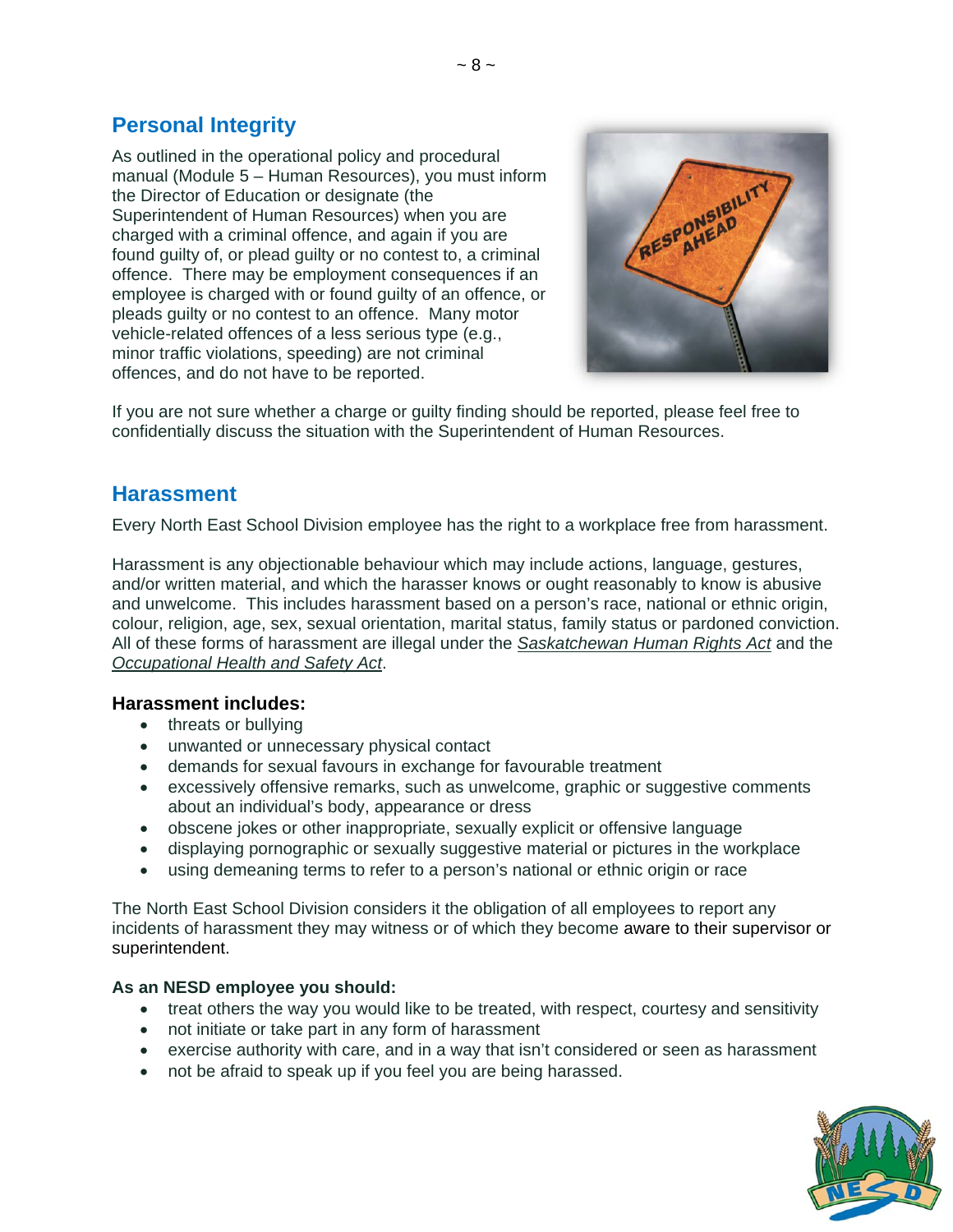## Personal Integrity

As outlined in the operational policy and procedural manual (Module 5 – Human Resources), you must inform the Director of Education or designate (the Superintendent of Human Resources) when you are charged with a criminal offence, and again if you are found guilty of, or plead guilty or no contest to, a criminal offence. There may be employment consequences if an employee is charged with or found guilty of an offence, or pleads guilty or no contest to an offence. Many motor vehicle-related offences of a less serious type (e.g., minor traffic violations, speeding) are not criminal offences, and do not have to be reported.

If you are not sure whether a charge or guilty finding should be reported, please feel free to confidentially discuss the situation with the Superintendent of Human Resources.

## Harassment

Every North East School Division employee has the right to a workplace free from harassment.

Harassment is any objectionable behaviour which may include actions, language, gestures, and/or written material, and which the harasser knows or ought reasonably to know is abusive and unwelcome. This includes harassment based on a person's race, national or ethnic origin, colour, religion, age, sex, sexual orientation, marital status, family status or pardoned conviction. All of these forms of harassment are illegal under the *Saskatchewan Human Rights Act* and the *Occupational Health and Safety Act*.

### Harassment includes:

- threats or bullying
- unwanted or unnecessary physical contact
- demands for sexual favours in exchange for favourable treatment
- excessively offensive remarks, such as unwelcome, graphic or suggestive comments about an individual's body, appearance or dress
- obscene jokes or other inappropriate, sexually explicit or offensive language
- displaying pornographic or sexually suggestive material or pictures in the workplace
- using demeaning terms to refer to a person's national or ethnic origin or race

The North East School Division considers it the obligation of all employees to report any incidents of harassment they may witness or of which they become aware to their supervisor or superintendent.

**As an NESD employee you should:**

- treat others the way you would like to be treated, with respect, courtesy and sensitivity
- not initiate or take part in any form of harassment
- exercise authority with care, and in a way that isn't considered or seen as harassment
- not be afraid to speak up if you feel you are being harassed.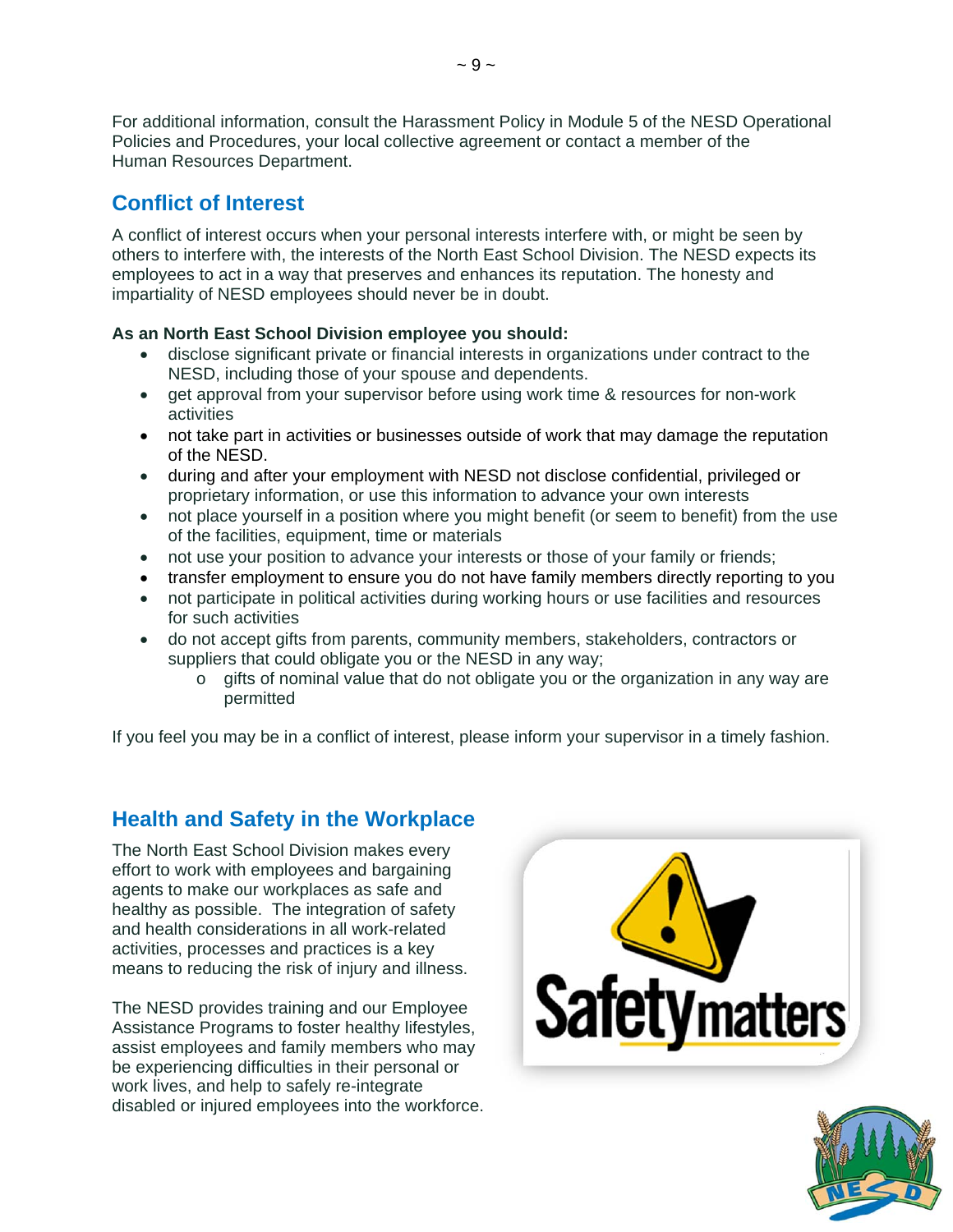For additional information, consult the Harassment Policy in Module 5 of the NESD Operational Policies and Procedures, your local collective agreement or contact a member of the Human Resources Department.

## Conflict of Interest

A conflict of interest occurs when your personal interests interfere with, or might be seen by others to interfere with, the interests of the North East School Division. The NESD expects its employees to act in a way that preserves and enhances its reputation. The honesty and impartiality of NESD employees should never be in doubt.

**As an North East School Division employee you should:**

- disclose significant private or financial interests in organizations under contract to the NESD, including those of your spouse and dependents.
- get approval from your supervisor before using work time & resources for non-work activities
- not take part in activities or businesses outside of work that may damage the reputation of the NESD.
- during and after your employment with NESD not disclose confidential, privileged or proprietary information, or use this information to advance your own interests
- not place yourself in a position where you might benefit (or seem to benefit) from the use of the facilities, equipment, time or materials
- not use your position to advance your interests or those of your family or friends;
- transfer employment to ensure you do not have family members directly reporting to you
- not participate in political activities during working hours or use facilities and resources for such activities
- do not accept gifts from parents, community members, stakeholders, contractors or suppliers that could obligate you or the NESD in any way;
  - gifts of nominal value that do not obligate you or the organization in any way are permitted

If you feel you may be in a conflict of interest, please inform your supervisor in a timely fashion.

## Health and Safety in the Workplace

The North East School Division makes every effort to work with employees and bargaining agents to make our workplaces as safe and healthy as possible. The integration of safety and health considerations in all work-related activities, processes and practices is a key means to reducing the risk of injury and illness.

The NESD provides training and our Employee Assistance Programs to foster healthy lifestyles, assist employees and family members who may be experiencing difficulties in their personal or work lives, and help to safely re-integrate disabled or injured employees into the workforce.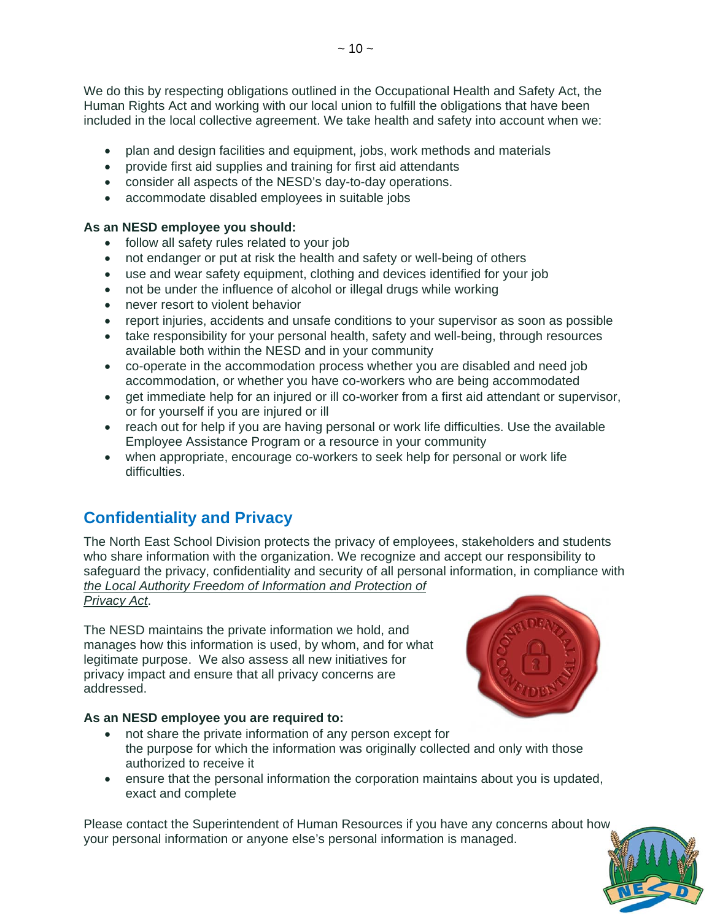We do this by respecting obligations outlined in the Occupational Health and Safety Act, the Human Rights Act and working with our local union to fulfill the obligations that have been included in the local collective agreement. We take health and safety into account when we:

- plan and design facilities and equipment, jobs, work methods and materials
- provide first aid supplies and training for first aid attendants
- consider all aspects of the NESD's day-to-day operations.
- accommodate disabled employees in suitable jobs

**As an NESD employee you should:**

- follow all safety rules related to your job
- not endanger or put at risk the health and safety or well-being of others
- use and wear safety equipment, clothing and devices identified for your job
- not be under the influence of alcohol or illegal drugs while working
- never resort to violent behavior
- report injuries, accidents and unsafe conditions to your supervisor as soon as possible
- take responsibility for your personal health, safety and well-being, through resources available both within the NESD and in your community
- co-operate in the accommodation process whether you are disabled and need job accommodation, or whether you have co-workers who are being accommodated
- get immediate help for an injured or ill co-worker from a first aid attendant or supervisor, or for yourself if you are injured or ill
- reach out for help if you are having personal or work life difficulties. Use the available Employee Assistance Program or a resource in your community
- when appropriate, encourage co-workers to seek help for personal or work life difficulties.

## Confidentiality and Privacy

The North East School Division protects the privacy of employees, stakeholders and students who share information with the organization. We recognize and accept our responsibility to safeguard the privacy, confidentiality and security of all personal information, in compliance with *the Local Authority Freedom of Information and Protection of Privacy Act*.

The NESD maintains the private information we hold, and manages how this information is used, by whom, and for what legitimate purpose. We also assess all new initiatives for privacy impact and ensure that all privacy concerns are addressed.

**As an NESD employee you are required to:**

- not share the private information of any person except for the purpose for which the information was originally collected and only with those authorized to receive it
- ensure that the personal information the corporation maintains about you is updated, exact and complete

Please contact the Superintendent of Human Resources if you have any concerns about how your personal information or anyone else's personal information is managed.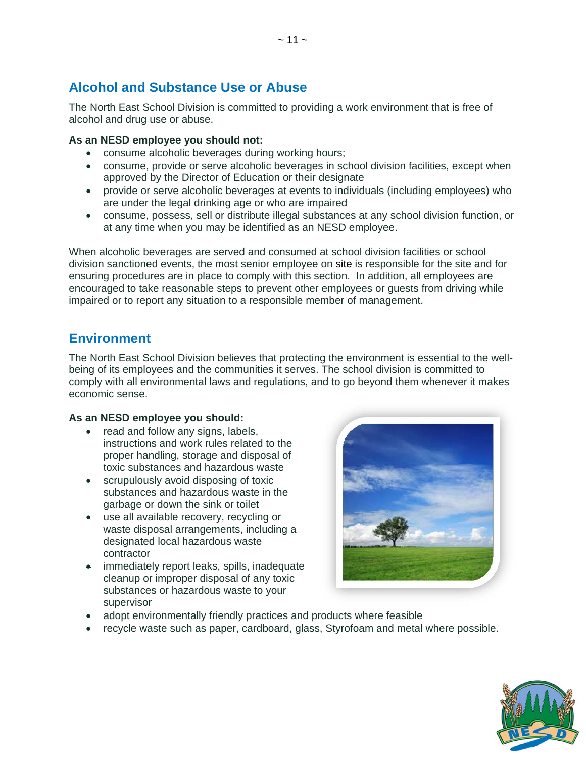## Alcohol and Substance Use or Abuse

The North East School Division is committed to providing a work environment that is free of alcohol and drug use or abuse.

**As an NESD employee you should not:**

- consume alcoholic beverages during working hours;
- consume, provide or serve alcoholic beverages in school division facilities, except when approved by the Director of Education or their designate
- provide or serve alcoholic beverages at events to individuals (including employees) who are under the legal drinking age or who are impaired
- consume, possess, sell or distribute illegal substances at any school division function, or at any time when you may be identified as an NESD employee.

When alcoholic beverages are served and consumed at school division facilities or school division sanctioned events, the most senior employee on site is responsible for the site and for ensuring procedures are in place to comply with this section. In addition, all employees are encouraged to take reasonable steps to prevent other employees or guests from driving while impaired or to report any situation to a responsible member of management.

## Environment

The North East School Division believes that protecting the environment is essential to the well-being of its employees and the communities it serves. The school division is committed to comply with all environmental laws and regulations, and to go beyond them whenever it makes economic sense.

**As an NESD employee you should:**

- read and follow any signs, labels, instructions and work rules related to the proper handling, storage and disposal of toxic substances and hazardous waste
- scrupulously avoid disposing of toxic substances and hazardous waste in the garbage or down the sink or toilet
- use all available recovery, recycling or waste disposal arrangements, including a designated local hazardous waste contractor
- immediately report leaks, spills, inadequate cleanup or improper disposal of any toxic substances or hazardous waste to your supervisor
- adopt environmentally friendly practices and products where feasible
- recycle waste such as paper, cardboard, glass, Styrofoam and metal where possible.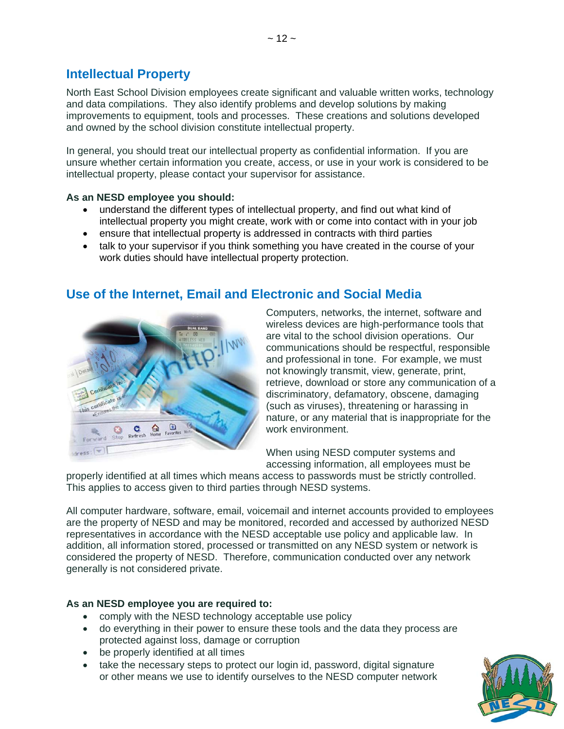## Intellectual Property

North East School Division employees create significant and valuable written works, technology and data compilations. They also identify problems and develop solutions by making improvements to equipment, tools and processes. These creations and solutions developed and owned by the school division constitute intellectual property.

In general, you should treat our intellectual property as confidential information. If you are unsure whether certain information you create, access, or use in your work is considered to be intellectual property, please contact your supervisor for assistance.

**As an NESD employee you should:**

- understand the different types of intellectual property, and find out what kind of intellectual property you might create, work with or come into contact with in your job
- ensure that intellectual property is addressed in contracts with third parties
- talk to your supervisor if you think something you have created in the course of your work duties should have intellectual property protection.

## Use of the Internet, Email and Electronic and Social Media

Computers, networks, the internet, software and wireless devices are high-performance tools that are vital to the school division operations. Our communications should be respectful, responsible and professional in tone. For example, we must not knowingly transmit, view, generate, print, retrieve, download or store any communication of a discriminatory, defamatory, obscene, damaging (such as viruses), threatening or harassing in nature, or any material that is inappropriate for the work environment.

When using NESD computer systems and accessing information, all employees must be properly identified at all times which means access to passwords must be strictly controlled. This applies to access given to third parties through NESD systems.

All computer hardware, software, email, voicemail and internet accounts provided to employees are the property of NESD and may be monitored, recorded and accessed by authorized NESD representatives in accordance with the NESD acceptable use policy and applicable law. In addition, all information stored, processed or transmitted on any NESD system or network is considered the property of NESD. Therefore, communication conducted over any network generally is not considered private.

**As an NESD employee you are required to:**

- comply with the NESD technology acceptable use policy
- do everything in their power to ensure these tools and the data they process are protected against loss, damage or corruption
- be properly identified at all times
- take the necessary steps to protect our login id, password, digital signature or other means we use to identify ourselves to the NESD computer network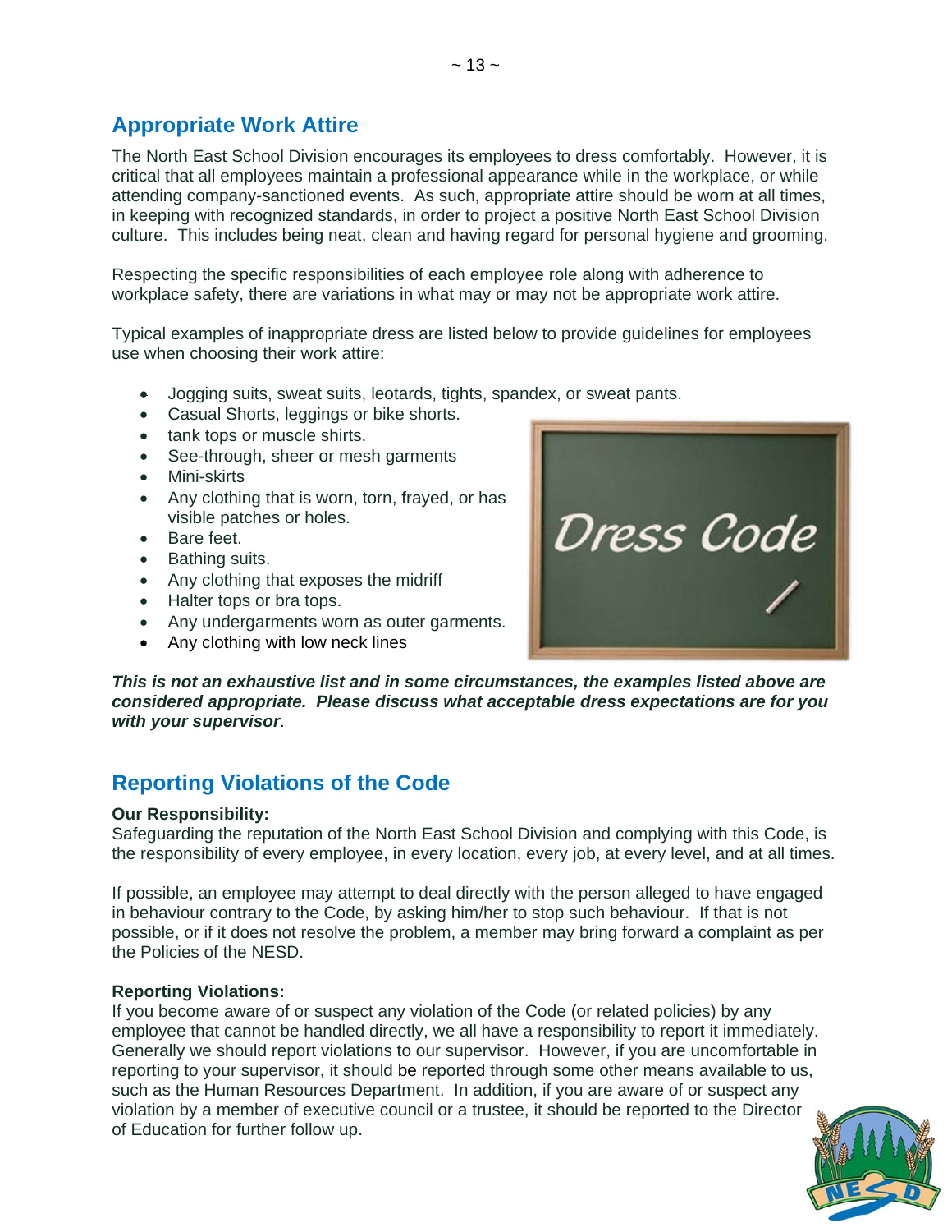## Appropriate Work Attire

The North East School Division encourages its employees to dress comfortably. However, it is critical that all employees maintain a professional appearance while in the workplace, or while attending company-sanctioned events. As such, appropriate attire should be worn at all times, in keeping with recognized standards, in order to project a positive North East School Division culture. This includes being neat, clean and having regard for personal hygiene and grooming.

Respecting the specific responsibilities of each employee role along with adherence to workplace safety, there are variations in what may or may not be appropriate work attire.

Typical examples of inappropriate dress are listed below to provide guidelines for employees use when choosing their work attire:

- Jogging suits, sweat suits, leotards, tights, spandex, or sweat pants.
- Casual Shorts, leggings or bike shorts.
- tank tops or muscle shirts.
- See-through, sheer or mesh garments
- Mini-skirts
- Any clothing that is worn, torn, frayed, or has visible patches or holes.
- Bare feet.
- Bathing suits.
- Any clothing that exposes the midriff
- Halter tops or bra tops.
- Any undergarments worn as outer garments.
- Any clothing with low neck lines

***This is not an exhaustive list and in some circumstances, the examples listed above are considered appropriate. Please discuss what acceptable dress expectations are for you with your supervisor***.

## Reporting Violations of the Code

**Our Responsibility:**
Safeguarding the reputation of the North East School Division and complying with this Code, is the responsibility of every employee, in every location, every job, at every level, and at all times.

If possible, an employee may attempt to deal directly with the person alleged to have engaged in behaviour contrary to the Code, by asking him/her to stop such behaviour. If that is not possible, or if it does not resolve the problem, a member may bring forward a complaint as per the Policies of the NESD.

**Reporting Violations:**
If you become aware of or suspect any violation of the Code (or related policies) by any employee that cannot be handled directly, we all have a responsibility to report it immediately. Generally we should report violations to our supervisor. However, if you are uncomfortable in reporting to your supervisor, it should be reported through some other means available to us, such as the Human Resources Department. In addition, if you are aware of or suspect any violation by a member of executive council or a trustee, it should be reported to the Director of Education for further follow up.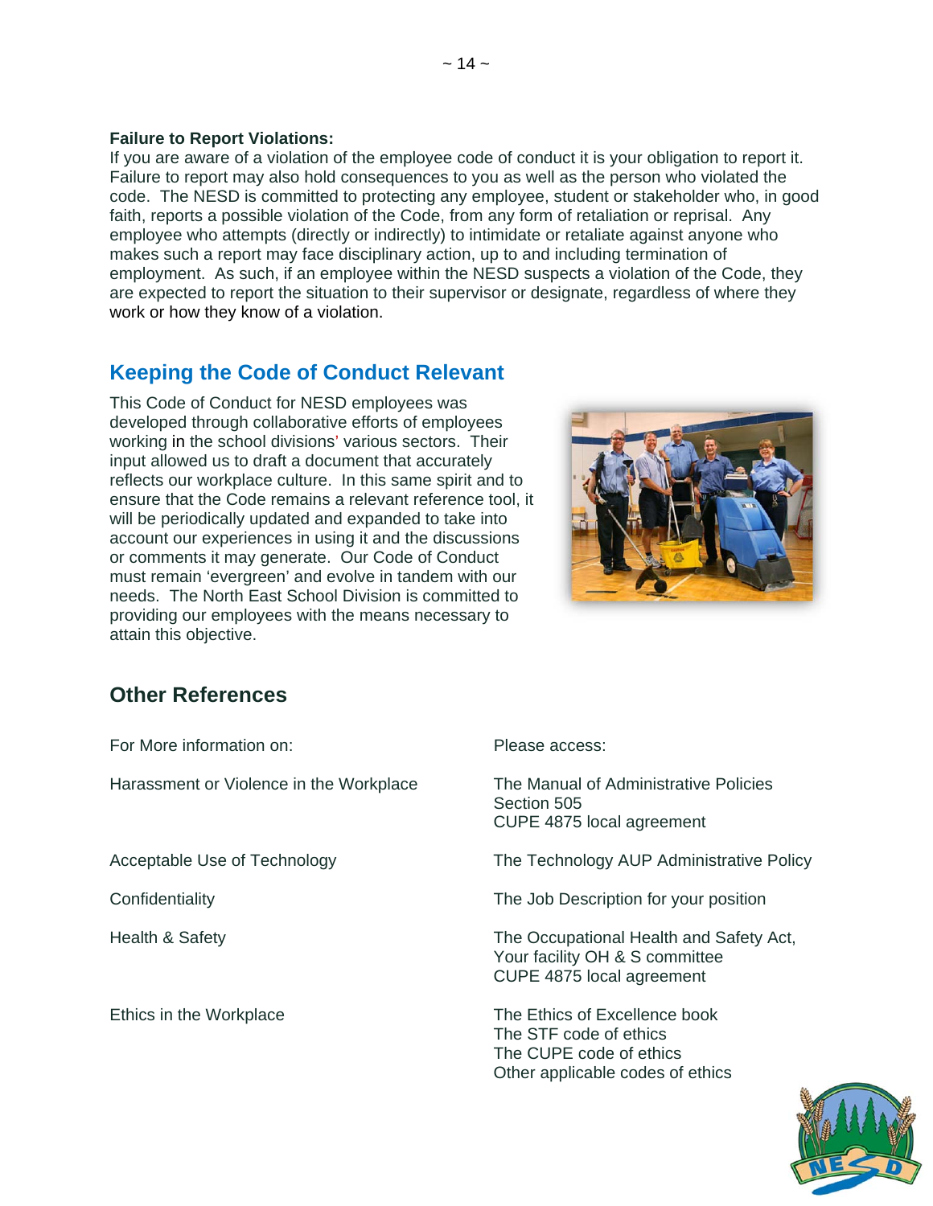**Failure to Report Violations:**
If you are aware of a violation of the employee code of conduct it is your obligation to report it. Failure to report may also hold consequences to you as well as the person who violated the code. The NESD is committed to protecting any employee, student or stakeholder who, in good faith, reports a possible violation of the Code, from any form of retaliation or reprisal. Any employee who attempts (directly or indirectly) to intimidate or retaliate against anyone who makes such a report may face disciplinary action, up to and including termination of employment. As such, if an employee within the NESD suspects a violation of the Code, they are expected to report the situation to their supervisor or designate, regardless of where they work or how they know of a violation.

## Keeping the Code of Conduct Relevant

This Code of Conduct for NESD employees was developed through collaborative efforts of employees working in the school divisions' various sectors. Their input allowed us to draft a document that accurately reflects our workplace culture. In this same spirit and to ensure that the Code remains a relevant reference tool, it will be periodically updated and expanded to take into account our experiences in using it and the discussions or comments it may generate. Our Code of Conduct must remain 'evergreen' and evolve in tandem with our needs. The North East School Division is committed to providing our employees with the means necessary to attain this objective.

## Other References

| For More information on: | Please access: |
|---|---|
| Harassment or Violence in the Workplace | The Manual of Administrative Policies<br>Section 505<br>CUPE 4875 local agreement |
| Acceptable Use of Technology | The Technology AUP Administrative Policy |
| Confidentiality | The Job Description for your position |
| Health & Safety | The Occupational Health and Safety Act,<br>Your facility OH & S committee<br>CUPE 4875 local agreement |
| Ethics in the Workplace | The Ethics of Excellence book<br>The STF code of ethics<br>The CUPE code of ethics<br>Other applicable codes of ethics |